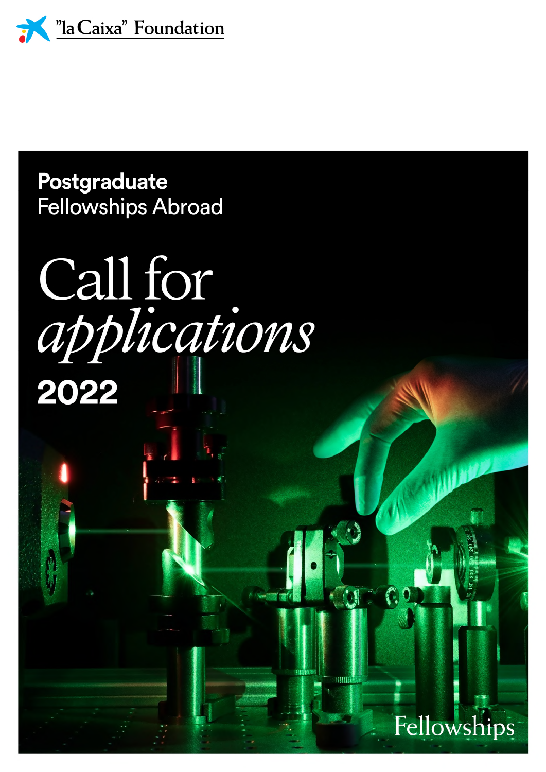"la Caixa" Foundation

**Postgraduate**
Fellowships Abroad

# Call for *applications*

**2022**

Fellowships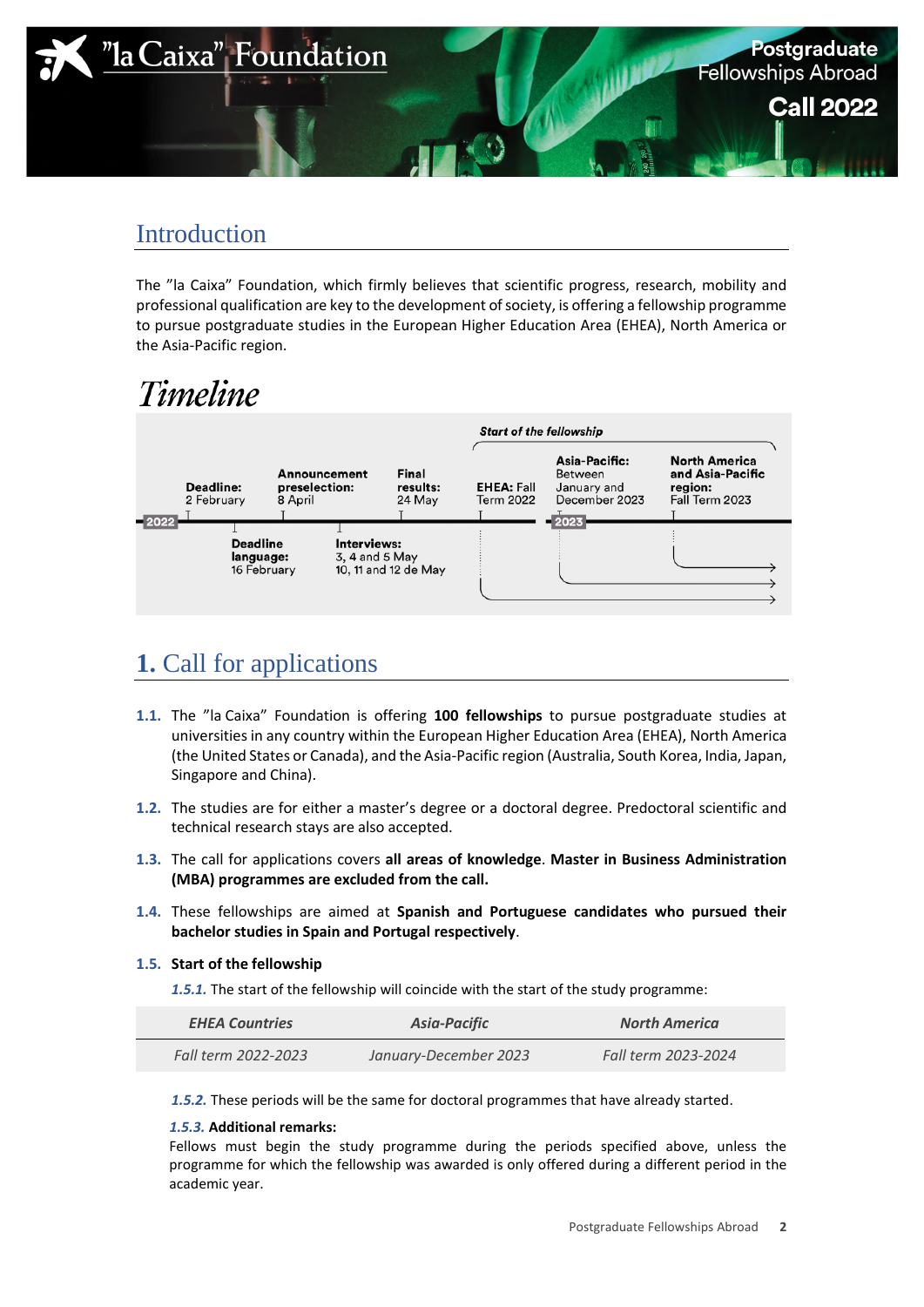"la Caixa" Foundation

Postgraduate Fellowships Abroad
**Call 2022**

## Introduction

The "la Caixa" Foundation, which firmly believes that scientific progress, research, mobility and professional qualification are key to the development of society, is offering a fellowship programme to pursue postgraduate studies in the European Higher Education Area (EHEA), North America or the Asia-Pacific region.

## *Timeline*

**2022**

- **Deadline:** 2 February
- **Deadline language:** 16 February
- **Announcement preselection:** 8 April
- **Interviews:** 3, 4 and 5 May; 10, 11 and 12 de May
- **Final results:** 24 May

***Start of the fellowship***

- **EHEA:** Fall Term 2022

**2023**

- **Asia-Pacific:** Between January and December 2023
- **North America and Asia-Pacific region:** Fall Term 2023

## **1.** Call for applications

**1.1.** The "la Caixa" Foundation is offering **100 fellowships** to pursue postgraduate studies at universities in any country within the European Higher Education Area (EHEA), North America (the United States or Canada), and the Asia-Pacific region (Australia, South Korea, India, Japan, Singapore and China).

**1.2.** The studies are for either a master's degree or a doctoral degree. Predoctoral scientific and technical research stays are also accepted.

**1.3.** The call for applications covers **all areas of knowledge**. **Master in Business Administration (MBA) programmes are excluded from the call.**

**1.4.** These fellowships are aimed at **Spanish and Portuguese candidates who pursued their bachelor studies in Spain and Portugal respectively**.

**1.5. Start of the fellowship**

***1.5.1.*** The start of the fellowship will coincide with the start of the study programme:

| *EHEA Countries* | *Asia-Pacific* | *North America* |
|---|---|---|
| *Fall term 2022-2023* | *January-December 2023* | *Fall term 2023-2024* |

***1.5.2.*** These periods will be the same for doctoral programmes that have already started.

***1.5.3.*** **Additional remarks:**
Fellows must begin the study programme during the periods specified above, unless the programme for which the fellowship was awarded is only offered during a different period in the academic year.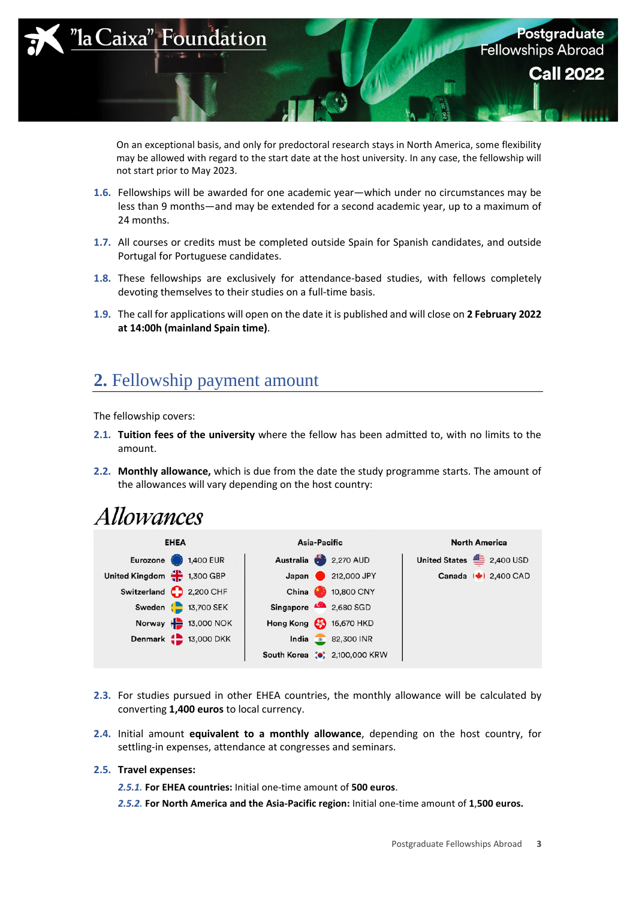On an exceptional basis, and only for predoctoral research stays in North America, some flexibility may be allowed with regard to the start date at the host university. In any case, the fellowship will not start prior to May 2023.

**1.6.** Fellowships will be awarded for one academic year—which under no circumstances may be less than 9 months—and may be extended for a second academic year, up to a maximum of 24 months.

**1.7.** All courses or credits must be completed outside Spain for Spanish candidates, and outside Portugal for Portuguese candidates.

**1.8.** These fellowships are exclusively for attendance-based studies, with fellows completely devoting themselves to their studies on a full-time basis.

**1.9.** The call for applications will open on the date it is published and will close on **2 February 2022 at 14:00h (mainland Spain time)**.

## 2. Fellowship payment amount

The fellowship covers:

**2.1.** **Tuition fees of the university** where the fellow has been admitted to, with no limits to the amount.

**2.2.** **Monthly allowance,** which is due from the date the study programme starts. The amount of the allowances will vary depending on the host country:

### *Allowances*

| EHEA | | Asia-Pacific | | North America | |
|---|---|---|---|---|---|
| Eurozone | 1,400 EUR | Australia | 2,270 AUD | United States | 2,400 USD |
| United Kingdom | 1,300 GBP | Japan | 212,000 JPY | Canada | 2,400 CAD |
| Switzerland | 2,200 CHF | China | 10,800 CNY | | |
| Sweden | 13,700 SEK | Singapore | 2,680 SGD | | |
| Norway | 13,000 NOK | Hong Kong | 16,670 HKD | | |
| Denmark | 13,000 DKK | India | 82,300 INR | | |
| | | South Korea | 2,100,000 KRW | | |

**2.3.** For studies pursued in other EHEA countries, the monthly allowance will be calculated by converting **1,400 euros** to local currency.

**2.4.** Initial amount **equivalent to a monthly allowance**, depending on the host country, for settling-in expenses, attendance at congresses and seminars.

**2.5.** **Travel expenses:**

*2.5.1.* **For EHEA countries:** Initial one-time amount of **500 euros**.

*2.5.2.* **For North America and the Asia-Pacific region:** Initial one-time amount of **1,500 euros.**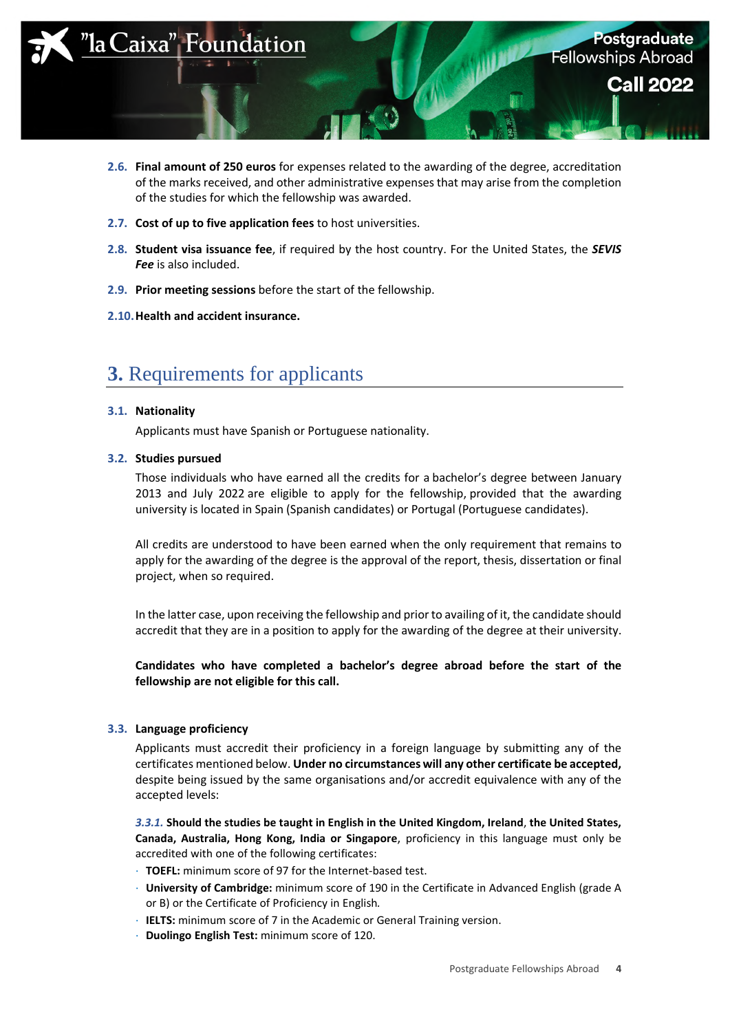**2.6. Final amount of 250 euros** for expenses related to the awarding of the degree, accreditation of the marks received, and other administrative expenses that may arise from the completion of the studies for which the fellowship was awarded.

**2.7. Cost of up to five application fees** to host universities.

**2.8. Student visa issuance fee**, if required by the host country. For the United States, the ***SEVIS Fee*** is also included.

**2.9. Prior meeting sessions** before the start of the fellowship.

**2.10. Health and accident insurance.**

## 3. Requirements for applicants

### 3.1. Nationality

Applicants must have Spanish or Portuguese nationality.

### 3.2. Studies pursued

Those individuals who have earned all the credits for a bachelor's degree between January 2013 and July 2022 are eligible to apply for the fellowship, provided that the awarding university is located in Spain (Spanish candidates) or Portugal (Portuguese candidates).

All credits are understood to have been earned when the only requirement that remains to apply for the awarding of the degree is the approval of the report, thesis, dissertation or final project, when so required.

In the latter case, upon receiving the fellowship and prior to availing of it, the candidate should accredit that they are in a position to apply for the awarding of the degree at their university.

**Candidates who have completed a bachelor's degree abroad before the start of the fellowship are not eligible for this call.**

### 3.3. Language proficiency

Applicants must accredit their proficiency in a foreign language by submitting any of the certificates mentioned below. **Under no circumstances will any other certificate be accepted,** despite being issued by the same organisations and/or accredit equivalence with any of the accepted levels:

***3.3.1.*** **Should the studies be taught in English in the United Kingdom, Ireland**, **the United States, Canada, Australia, Hong Kong, India or Singapore**, proficiency in this language must only be accredited with one of the following certificates:

- **TOEFL:** minimum score of 97 for the Internet-based test.
- **University of Cambridge:** minimum score of 190 in the Certificate in Advanced English (grade A or B) or the Certificate of Proficiency in English.
- **IELTS:** minimum score of 7 in the Academic or General Training version.
- **Duolingo English Test:** minimum score of 120.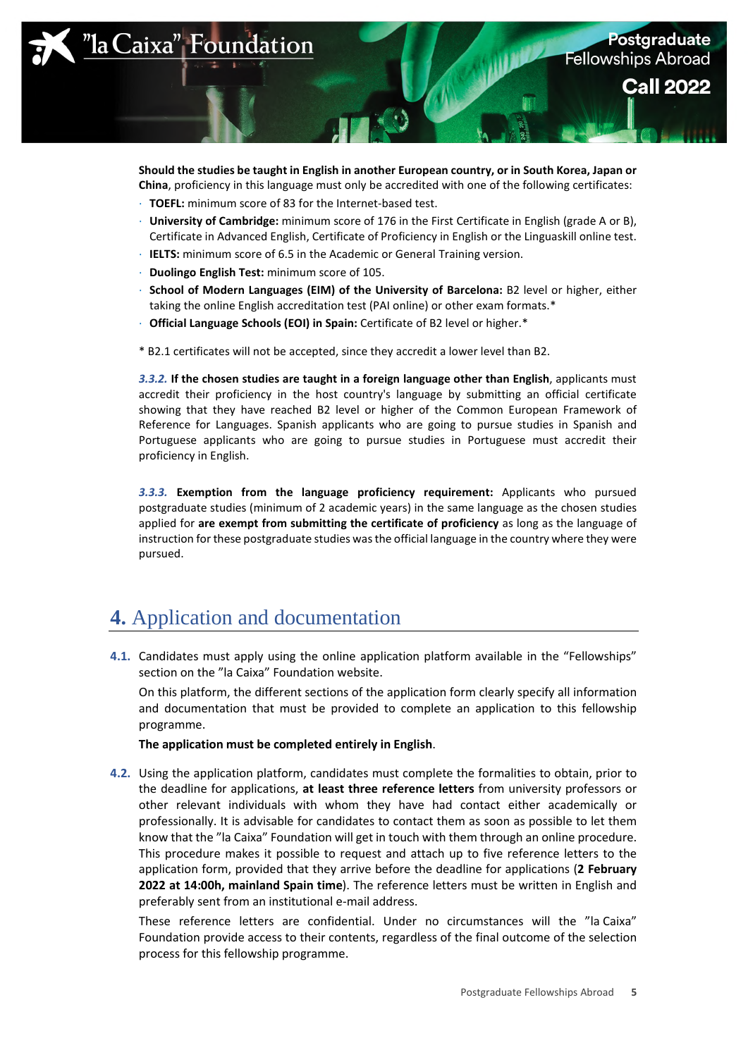**Should the studies be taught in English in another European country, or in South Korea, Japan or China**, proficiency in this language must only be accredited with one of the following certificates:

- **TOEFL:** minimum score of 83 for the Internet-based test.
- **University of Cambridge:** minimum score of 176 in the First Certificate in English (grade A or B), Certificate in Advanced English, Certificate of Proficiency in English or the Linguaskill online test.
- **IELTS:** minimum score of 6.5 in the Academic or General Training version.
- **Duolingo English Test:** minimum score of 105.
- **School of Modern Languages (EIM) of the University of Barcelona:** B2 level or higher, either taking the online English accreditation test (PAI online) or other exam formats.*
- **Official Language Schools (EOI) in Spain:** Certificate of B2 level or higher.*

* B2.1 certificates will not be accepted, since they accredit a lower level than B2.

***3.3.2.*** **If the chosen studies are taught in a foreign language other than English**, applicants must accredit their proficiency in the host country's language by submitting an official certificate showing that they have reached B2 level or higher of the Common European Framework of Reference for Languages. Spanish applicants who are going to pursue studies in Spanish and Portuguese applicants who are going to pursue studies in Portuguese must accredit their proficiency in English.

***3.3.3.*** **Exemption from the language proficiency requirement:** Applicants who pursued postgraduate studies (minimum of 2 academic years) in the same language as the chosen studies applied for **are exempt from submitting the certificate of proficiency** as long as the language of instruction for these postgraduate studies was the official language in the country where they were pursued.

# 4. Application and documentation

**4.1.** Candidates must apply using the online application platform available in the "Fellowships" section on the "la Caixa" Foundation website.

On this platform, the different sections of the application form clearly specify all information and documentation that must be provided to complete an application to this fellowship programme.

**The application must be completed entirely in English**.

**4.2.** Using the application platform, candidates must complete the formalities to obtain, prior to the deadline for applications, **at least three reference letters** from university professors or other relevant individuals with whom they have had contact either academically or professionally. It is advisable for candidates to contact them as soon as possible to let them know that the "la Caixa" Foundation will get in touch with them through an online procedure. This procedure makes it possible to request and attach up to five reference letters to the application form, provided that they arrive before the deadline for applications (**2 February 2022 at 14:00h, mainland Spain time**). The reference letters must be written in English and preferably sent from an institutional e-mail address.

These reference letters are confidential. Under no circumstances will the "la Caixa" Foundation provide access to their contents, regardless of the final outcome of the selection process for this fellowship programme.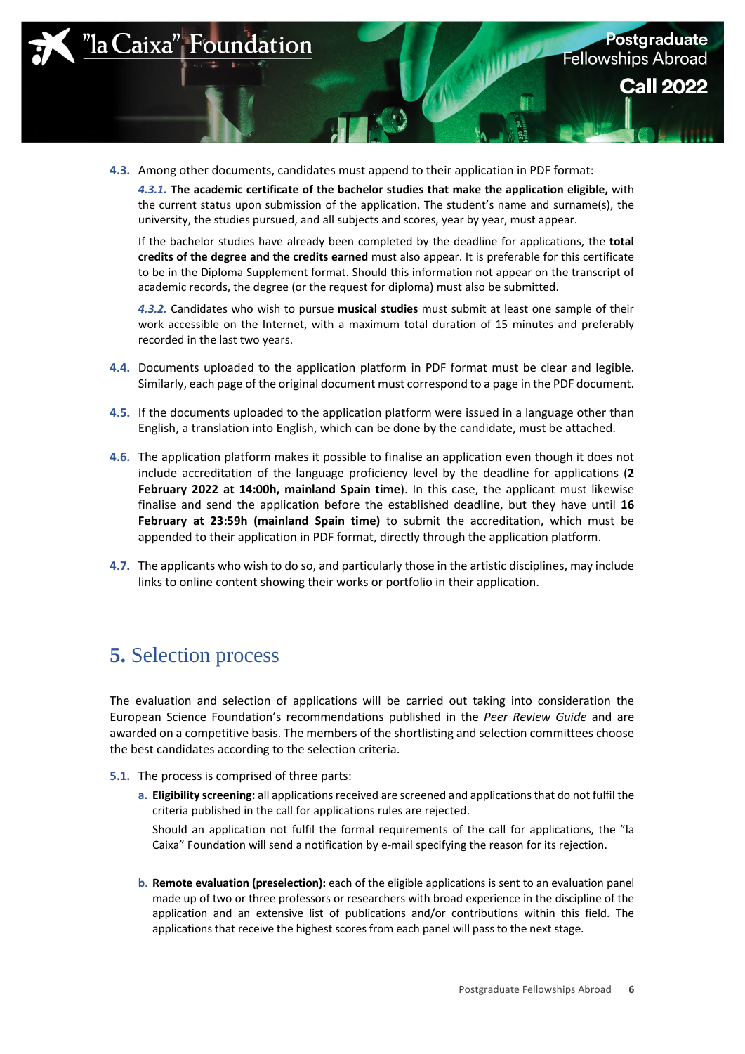**4.3.** Among other documents, candidates must append to their application in PDF format:

*4.3.1.* **The academic certificate of the bachelor studies that make the application eligible,** with the current status upon submission of the application. The student's name and surname(s), the university, the studies pursued, and all subjects and scores, year by year, must appear.

If the bachelor studies have already been completed by the deadline for applications, the **total credits of the degree and the credits earned** must also appear. It is preferable for this certificate to be in the Diploma Supplement format. Should this information not appear on the transcript of academic records, the degree (or the request for diploma) must also be submitted.

*4.3.2.* Candidates who wish to pursue **musical studies** must submit at least one sample of their work accessible on the Internet, with a maximum total duration of 15 minutes and preferably recorded in the last two years.

**4.4.** Documents uploaded to the application platform in PDF format must be clear and legible. Similarly, each page of the original document must correspond to a page in the PDF document.

**4.5.** If the documents uploaded to the application platform were issued in a language other than English, a translation into English, which can be done by the candidate, must be attached.

**4.6.** The application platform makes it possible to finalise an application even though it does not include accreditation of the language proficiency level by the deadline for applications (**2 February 2022 at 14:00h, mainland Spain time**). In this case, the applicant must likewise finalise and send the application before the established deadline, but they have until **16 February at 23:59h (mainland Spain time)** to submit the accreditation, which must be appended to their application in PDF format, directly through the application platform.

**4.7.** The applicants who wish to do so, and particularly those in the artistic disciplines, may include links to online content showing their works or portfolio in their application.

## 5. Selection process

The evaluation and selection of applications will be carried out taking into consideration the European Science Foundation's recommendations published in the *Peer Review Guide* and are awarded on a competitive basis. The members of the shortlisting and selection committees choose the best candidates according to the selection criteria.

**5.1.** The process is comprised of three parts:

**a. Eligibility screening:** all applications received are screened and applications that do not fulfil the criteria published in the call for applications rules are rejected.

Should an application not fulfil the formal requirements of the call for applications, the "la Caixa" Foundation will send a notification by e-mail specifying the reason for its rejection.

**b. Remote evaluation (preselection):** each of the eligible applications is sent to an evaluation panel made up of two or three professors or researchers with broad experience in the discipline of the application and an extensive list of publications and/or contributions within this field. The applications that receive the highest scores from each panel will pass to the next stage.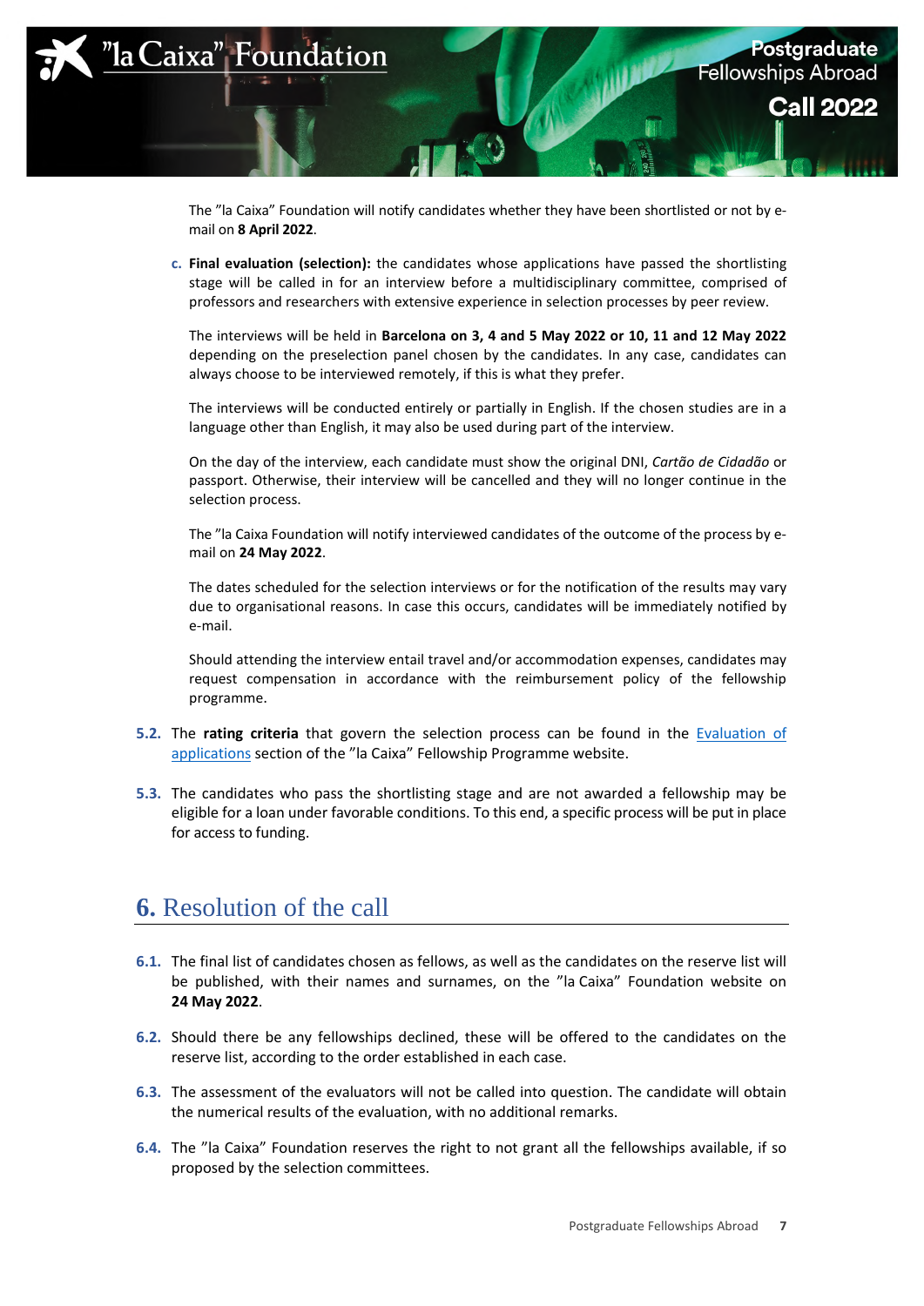The ”la Caixa” Foundation will notify candidates whether they have been shortlisted or not by e-mail on **8 April 2022**.

c. **Final evaluation (selection):** the candidates whose applications have passed the shortlisting stage will be called in for an interview before a multidisciplinary committee, comprised of professors and researchers with extensive experience in selection processes by peer review.

   The interviews will be held in **Barcelona on 3, 4 and 5 May 2022 or 10, 11 and 12 May 2022** depending on the preselection panel chosen by the candidates. In any case, candidates can always choose to be interviewed remotely, if this is what they prefer.

   The interviews will be conducted entirely or partially in English. If the chosen studies are in a language other than English, it may also be used during part of the interview.

   On the day of the interview, each candidate must show the original DNI, *Cartão de Cidadão* or passport. Otherwise, their interview will be cancelled and they will no longer continue in the selection process.

   The ”la Caixa Foundation will notify interviewed candidates of the outcome of the process by e-mail on **24 May 2022**.

   The dates scheduled for the selection interviews or for the notification of the results may vary due to organisational reasons. In case this occurs, candidates will be immediately notified by e-mail.

   Should attending the interview entail travel and/or accommodation expenses, candidates may request compensation in accordance with the reimbursement policy of the fellowship programme.

**5.2.** The **rating criteria** that govern the selection process can be found in the Evaluation of applications section of the ”la Caixa” Fellowship Programme website.

**5.3.** The candidates who pass the shortlisting stage and are not awarded a fellowship may be eligible for a loan under favorable conditions. To this end, a specific process will be put in place for access to funding.

## 6. Resolution of the call

**6.1.** The final list of candidates chosen as fellows, as well as the candidates on the reserve list will be published, with their names and surnames, on the ”la Caixa” Foundation website on **24 May 2022**.

**6.2.** Should there be any fellowships declined, these will be offered to the candidates on the reserve list, according to the order established in each case.

**6.3.** The assessment of the evaluators will not be called into question. The candidate will obtain the numerical results of the evaluation, with no additional remarks.

**6.4.** The ”la Caixa” Foundation reserves the right to not grant all the fellowships available, if so proposed by the selection committees.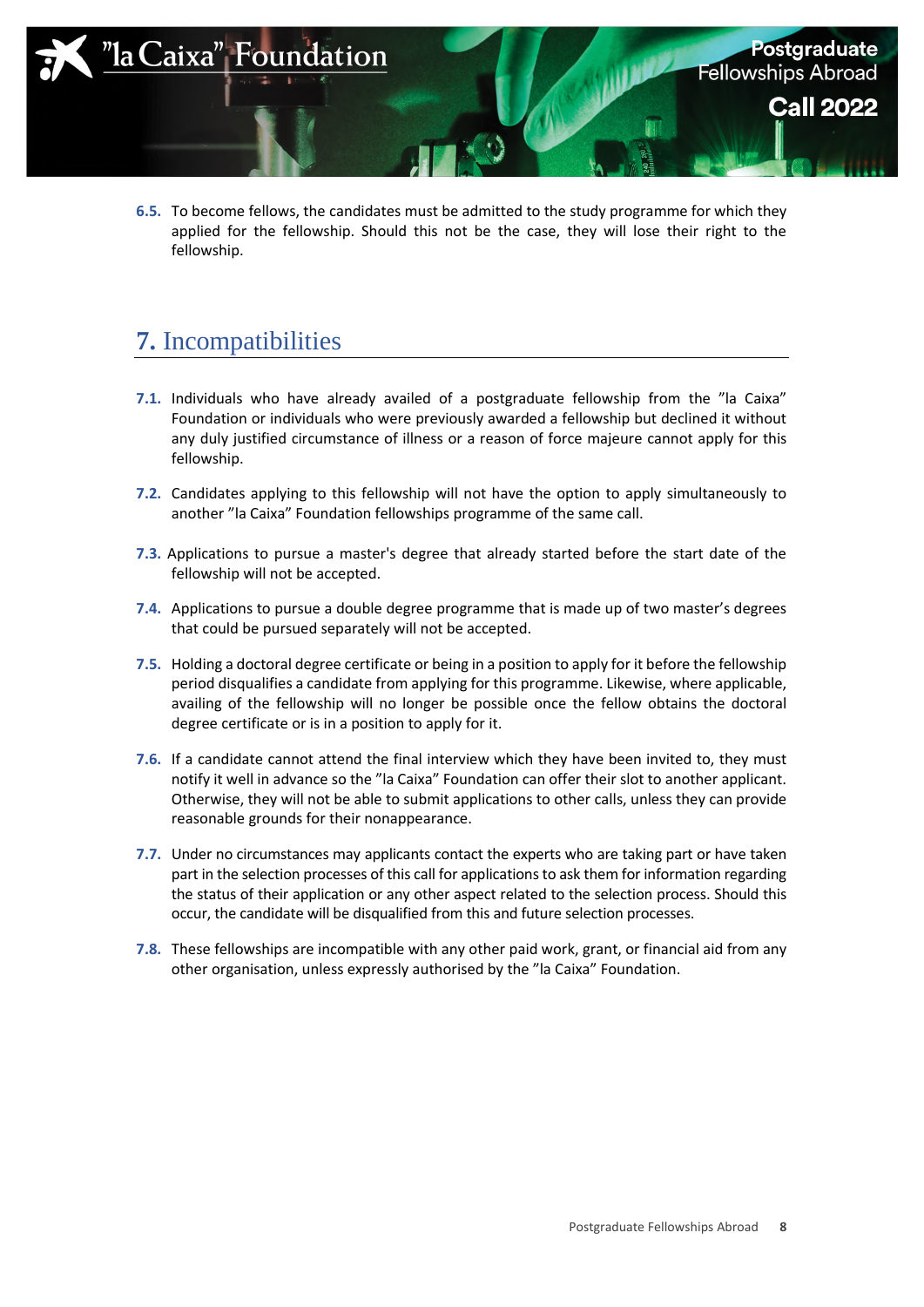6.5. To become fellows, the candidates must be admitted to the study programme for which they applied for the fellowship. Should this not be the case, they will lose their right to the fellowship.

## 7. Incompatibilities

7.1. Individuals who have already availed of a postgraduate fellowship from the ”la Caixa” Foundation or individuals who were previously awarded a fellowship but declined it without any duly justified circumstance of illness or a reason of force majeure cannot apply for this fellowship.

7.2. Candidates applying to this fellowship will not have the option to apply simultaneously to another ”la Caixa” Foundation fellowships programme of the same call.

7.3. Applications to pursue a master's degree that already started before the start date of the fellowship will not be accepted.

7.4. Applications to pursue a double degree programme that is made up of two master’s degrees that could be pursued separately will not be accepted.

7.5. Holding a doctoral degree certificate or being in a position to apply for it before the fellowship period disqualifies a candidate from applying for this programme. Likewise, where applicable, availing of the fellowship will no longer be possible once the fellow obtains the doctoral degree certificate or is in a position to apply for it.

7.6. If a candidate cannot attend the final interview which they have been invited to, they must notify it well in advance so the ”la Caixa” Foundation can offer their slot to another applicant. Otherwise, they will not be able to submit applications to other calls, unless they can provide reasonable grounds for their nonappearance.

7.7. Under no circumstances may applicants contact the experts who are taking part or have taken part in the selection processes of this call for applications to ask them for information regarding the status of their application or any other aspect related to the selection process. Should this occur, the candidate will be disqualified from this and future selection processes.

7.8. These fellowships are incompatible with any other paid work, grant, or financial aid from any other organisation, unless expressly authorised by the ”la Caixa” Foundation.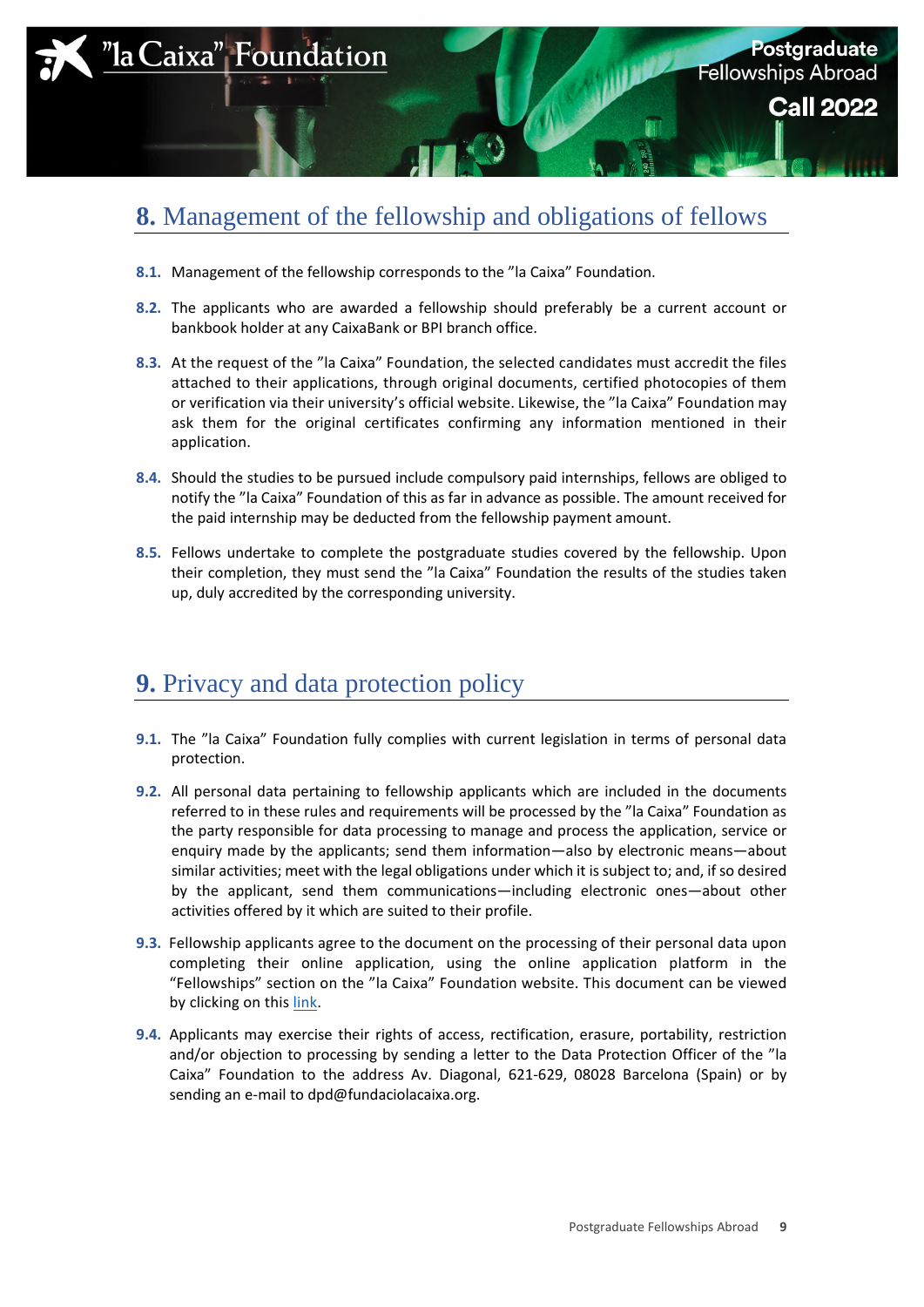## 8. Management of the fellowship and obligations of fellows

**8.1.** Management of the fellowship corresponds to the ”la Caixa” Foundation.

**8.2.** The applicants who are awarded a fellowship should preferably be a current account or bankbook holder at any CaixaBank or BPI branch office.

**8.3.** At the request of the ”la Caixa” Foundation, the selected candidates must accredit the files attached to their applications, through original documents, certified photocopies of them or verification via their university’s official website. Likewise, the ”la Caixa” Foundation may ask them for the original certificates confirming any information mentioned in their application.

**8.4.** Should the studies to be pursued include compulsory paid internships, fellows are obliged to notify the ”la Caixa” Foundation of this as far in advance as possible. The amount received for the paid internship may be deducted from the fellowship payment amount.

**8.5.** Fellows undertake to complete the postgraduate studies covered by the fellowship. Upon their completion, they must send the ”la Caixa” Foundation the results of the studies taken up, duly accredited by the corresponding university.

## 9. Privacy and data protection policy

**9.1.** The ”la Caixa” Foundation fully complies with current legislation in terms of personal data protection.

**9.2.** All personal data pertaining to fellowship applicants which are included in the documents referred to in these rules and requirements will be processed by the ”la Caixa” Foundation as the party responsible for data processing to manage and process the application, service or enquiry made by the applicants; send them information—also by electronic means—about similar activities; meet with the legal obligations under which it is subject to; and, if so desired by the applicant, send them communications—including electronic ones—about other activities offered by it which are suited to their profile.

**9.3.** Fellowship applicants agree to the document on the processing of their personal data upon completing their online application, using the online application platform in the “Fellowships” section on the ”la Caixa” Foundation website. This document can be viewed by clicking on this link.

**9.4.** Applicants may exercise their rights of access, rectification, erasure, portability, restriction and/or objection to processing by sending a letter to the Data Protection Officer of the ”la Caixa” Foundation to the address Av. Diagonal, 621-629, 08028 Barcelona (Spain) or by sending an e-mail to dpd@fundaciolacaixa.org.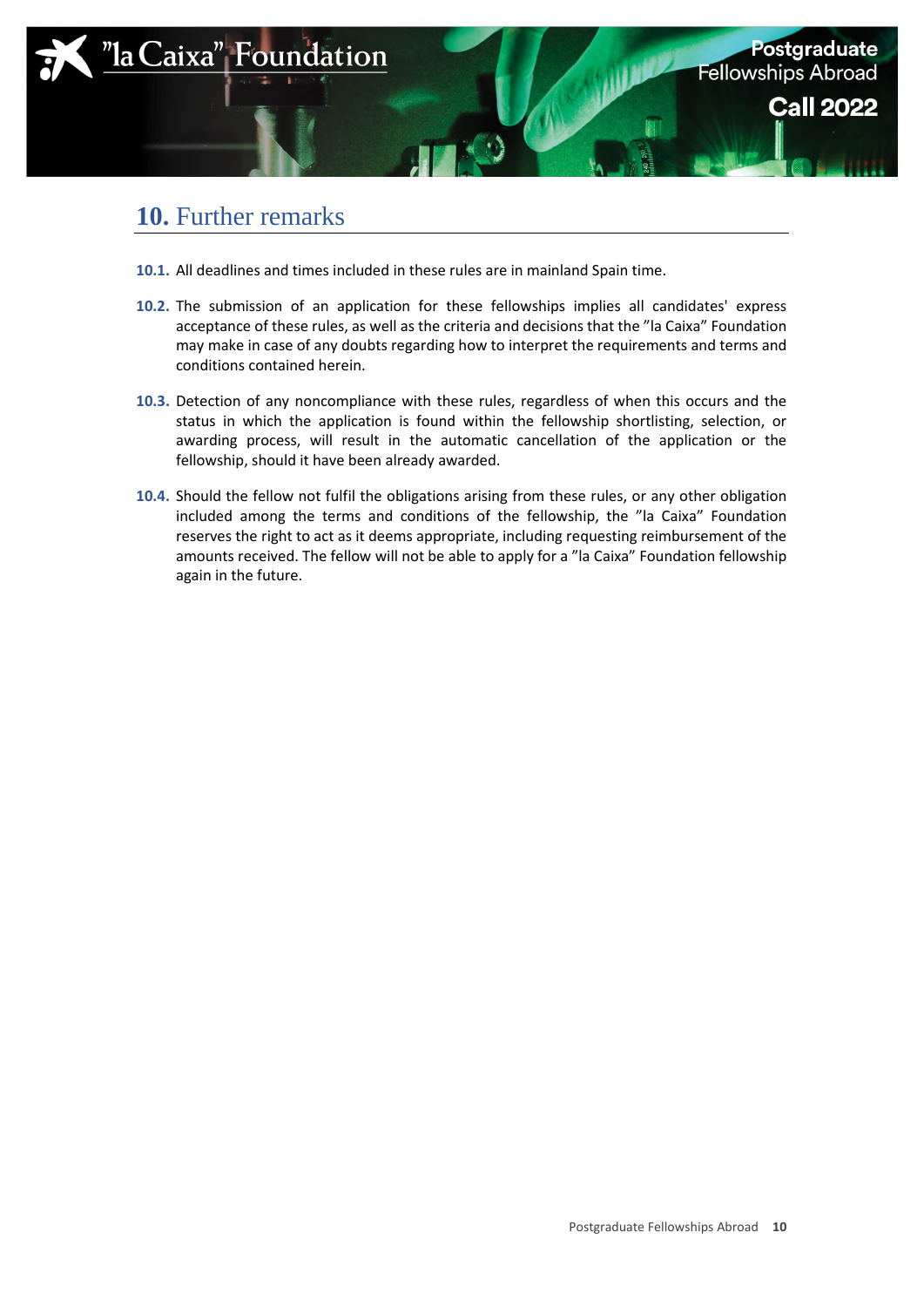## 10. Further remarks

**10.1.** All deadlines and times included in these rules are in mainland Spain time.

**10.2.** The submission of an application for these fellowships implies all candidates' express acceptance of these rules, as well as the criteria and decisions that the "la Caixa" Foundation may make in case of any doubts regarding how to interpret the requirements and terms and conditions contained herein.

**10.3.** Detection of any noncompliance with these rules, regardless of when this occurs and the status in which the application is found within the fellowship shortlisting, selection, or awarding process, will result in the automatic cancellation of the application or the fellowship, should it have been already awarded.

**10.4.** Should the fellow not fulfil the obligations arising from these rules, or any other obligation included among the terms and conditions of the fellowship, the "la Caixa" Foundation reserves the right to act as it deems appropriate, including requesting reimbursement of the amounts received. The fellow will not be able to apply for a "la Caixa" Foundation fellowship again in the future.